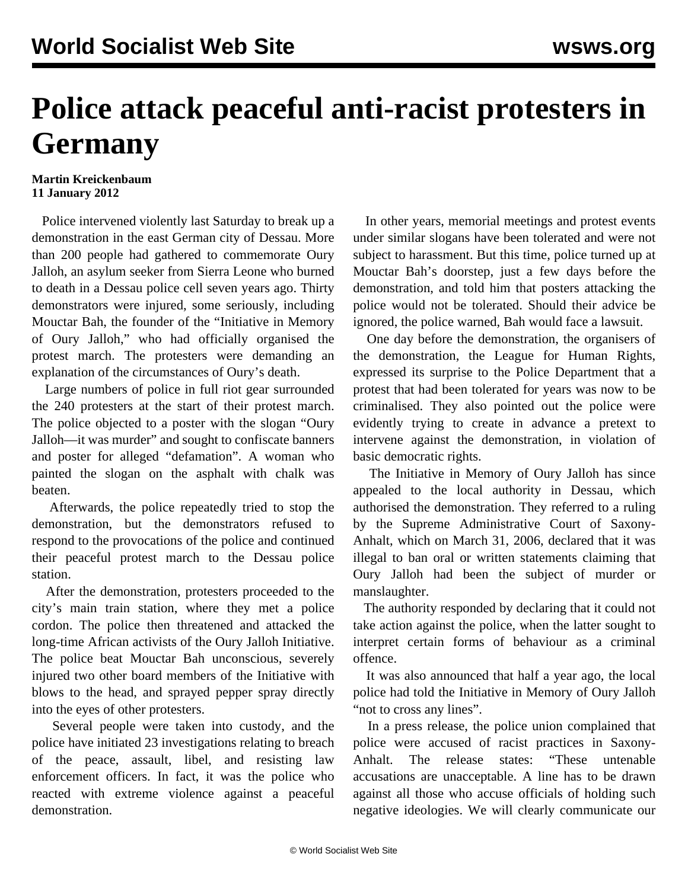# Police attack peaceful anti-racist protesters in Germany

**Martin Kreickenbaum**
**11 January 2012**

Police intervened violently last Saturday to break up a demonstration in the east German city of Dessau. More than 200 people had gathered to commemorate Oury Jalloh, an asylum seeker from Sierra Leone who burned to death in a Dessau police cell seven years ago. Thirty demonstrators were injured, some seriously, including Mouctar Bah, the founder of the "Initiative in Memory of Oury Jalloh," who had officially organised the protest march. The protesters were demanding an explanation of the circumstances of Oury's death.

Large numbers of police in full riot gear surrounded the 240 protesters at the start of their protest march. The police objected to a poster with the slogan "Oury Jalloh—it was murder" and sought to confiscate banners and poster for alleged "defamation". A woman who painted the slogan on the asphalt with chalk was beaten.

Afterwards, the police repeatedly tried to stop the demonstration, but the demonstrators refused to respond to the provocations of the police and continued their peaceful protest march to the Dessau police station.

After the demonstration, protesters proceeded to the city's main train station, where they met a police cordon. The police then threatened and attacked the long-time African activists of the Oury Jalloh Initiative. The police beat Mouctar Bah unconscious, severely injured two other board members of the Initiative with blows to the head, and sprayed pepper spray directly into the eyes of other protesters.

Several people were taken into custody, and the police have initiated 23 investigations relating to breach of the peace, assault, libel, and resisting law enforcement officers. In fact, it was the police who reacted with extreme violence against a peaceful demonstration.

In other years, memorial meetings and protest events under similar slogans have been tolerated and were not subject to harassment. But this time, police turned up at Mouctar Bah's doorstep, just a few days before the demonstration, and told him that posters attacking the police would not be tolerated. Should their advice be ignored, the police warned, Bah would face a lawsuit.

One day before the demonstration, the organisers of the demonstration, the League for Human Rights, expressed its surprise to the Police Department that a protest that had been tolerated for years was now to be criminalised. They also pointed out the police were evidently trying to create in advance a pretext to intervene against the demonstration, in violation of basic democratic rights.

The Initiative in Memory of Oury Jalloh has since appealed to the local authority in Dessau, which authorised the demonstration. They referred to a ruling by the Supreme Administrative Court of Saxony-Anhalt, which on March 31, 2006, declared that it was illegal to ban oral or written statements claiming that Oury Jalloh had been the subject of murder or manslaughter.

The authority responded by declaring that it could not take action against the police, when the latter sought to interpret certain forms of behaviour as a criminal offence.

It was also announced that half a year ago, the local police had told the Initiative in Memory of Oury Jalloh "not to cross any lines".

In a press release, the police union complained that police were accused of racist practices in Saxony-Anhalt. The release states: "These untenable accusations are unacceptable. A line has to be drawn against all those who accuse officials of holding such negative ideologies. We will clearly communicate our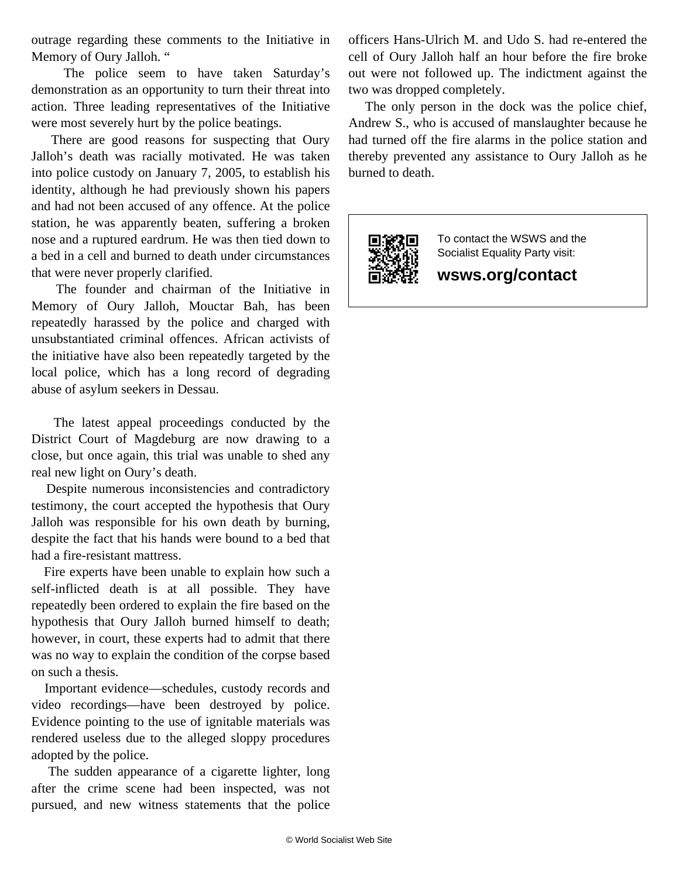outrage regarding these comments to the Initiative in Memory of Oury Jalloh. "

The police seem to have taken Saturday's demonstration as an opportunity to turn their threat into action. Three leading representatives of the Initiative were most severely hurt by the police beatings.

There are good reasons for suspecting that Oury Jalloh's death was racially motivated. He was taken into police custody on January 7, 2005, to establish his identity, although he had previously shown his papers and had not been accused of any offence. At the police station, he was apparently beaten, suffering a broken nose and a ruptured eardrum. He was then tied down to a bed in a cell and burned to death under circumstances that were never properly clarified.

The founder and chairman of the Initiative in Memory of Oury Jalloh, Mouctar Bah, has been repeatedly harassed by the police and charged with unsubstantiated criminal offences. African activists of the initiative have also been repeatedly targeted by the local police, which has a long record of degrading abuse of asylum seekers in Dessau.

The latest appeal proceedings conducted by the District Court of Magdeburg are now drawing to a close, but once again, this trial was unable to shed any real new light on Oury's death.

Despite numerous inconsistencies and contradictory testimony, the court accepted the hypothesis that Oury Jalloh was responsible for his own death by burning, despite the fact that his hands were bound to a bed that had a fire-resistant mattress.

Fire experts have been unable to explain how such a self-inflicted death is at all possible. They have repeatedly been ordered to explain the fire based on the hypothesis that Oury Jalloh burned himself to death; however, in court, these experts had to admit that there was no way to explain the condition of the corpse based on such a thesis.

Important evidence—schedules, custody records and video recordings—have been destroyed by police. Evidence pointing to the use of ignitable materials was rendered useless due to the alleged sloppy procedures adopted by the police.

The sudden appearance of a cigarette lighter, long after the crime scene had been inspected, was not pursued, and new witness statements that the police officers Hans-Ulrich M. and Udo S. had re-entered the cell of Oury Jalloh half an hour before the fire broke out were not followed up. The indictment against the two was dropped completely.

The only person in the dock was the police chief, Andrew S., who is accused of manslaughter because he had turned off the fire alarms in the police station and thereby prevented any assistance to Oury Jalloh as he burned to death.

To contact the WSWS and the Socialist Equality Party visit:

**wsws.org/contact**